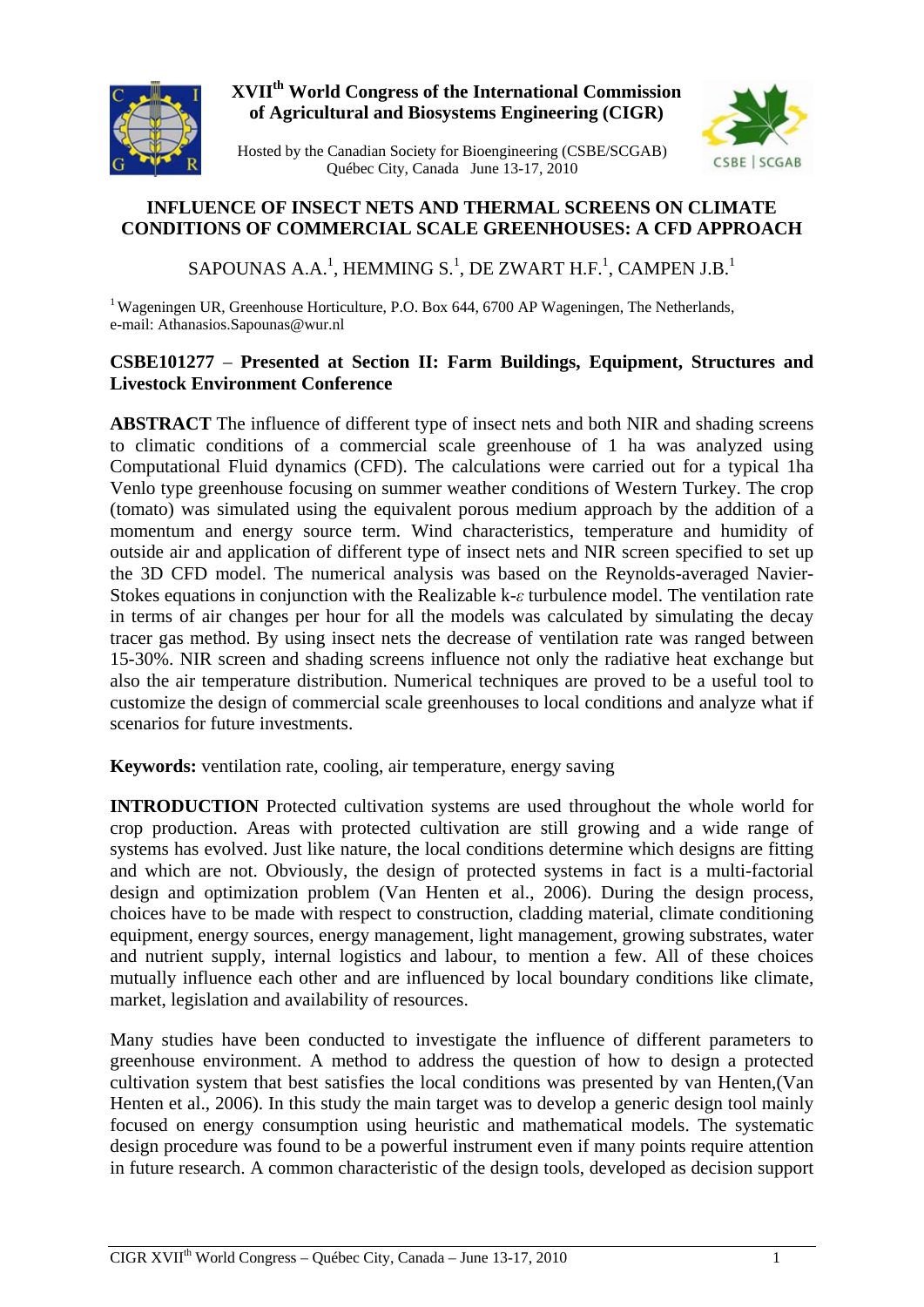**XVII$^{th}$ World Congress of the International Commission of Agricultural and Biosystems Engineering (CIGR)**

Hosted by the Canadian Society for Bioengineering (CSBE/SCGAB)
Québec City, Canada June 13-17, 2010

# INFLUENCE OF INSECT NETS AND THERMAL SCREENS ON CLIMATE CONDITIONS OF COMMERCIAL SCALE GREENHOUSES: A CFD APPROACH

SAPOUNAS A.A.[1], HEMMING S.[1], DE ZWART H.F.[1], CAMPEN J.B.[1]

[1] Wageningen UR, Greenhouse Horticulture, P.O. Box 644, 6700 AP Wageningen, The Netherlands, e-mail: Athanasios.Sapounas@wur.nl

**CSBE101277 – Presented at Section II: Farm Buildings, Equipment, Structures and Livestock Environment Conference**

**ABSTRACT** The influence of different type of insect nets and both NIR and shading screens to climatic conditions of a commercial scale greenhouse of 1 ha was analyzed using Computational Fluid dynamics (CFD). The calculations were carried out for a typical 1ha Venlo type greenhouse focusing on summer weather conditions of Western Turkey. The crop (tomato) was simulated using the equivalent porous medium approach by the addition of a momentum and energy source term. Wind characteristics, temperature and humidity of outside air and application of different type of insect nets and NIR screen specified to set up the 3D CFD model. The numerical analysis was based on the Reynolds-averaged Navier-Stokes equations in conjunction with the Realizable k-$\varepsilon$ turbulence model. The ventilation rate in terms of air changes per hour for all the models was calculated by simulating the decay tracer gas method. By using insect nets the decrease of ventilation rate was ranged between 15-30%. NIR screen and shading screens influence not only the radiative heat exchange but also the air temperature distribution. Numerical techniques are proved to be a useful tool to customize the design of commercial scale greenhouses to local conditions and analyze what if scenarios for future investments.

**Keywords:** ventilation rate, cooling, air temperature, energy saving

**INTRODUCTION** Protected cultivation systems are used throughout the whole world for crop production. Areas with protected cultivation are still growing and a wide range of systems has evolved. Just like nature, the local conditions determine which designs are fitting and which are not. Obviously, the design of protected systems in fact is a multi-factorial design and optimization problem (Van Henten et al., 2006). During the design process, choices have to be made with respect to construction, cladding material, climate conditioning equipment, energy sources, energy management, light management, growing substrates, water and nutrient supply, internal logistics and labour, to mention a few. All of these choices mutually influence each other and are influenced by local boundary conditions like climate, market, legislation and availability of resources.

Many studies have been conducted to investigate the influence of different parameters to greenhouse environment. A method to address the question of how to design a protected cultivation system that best satisfies the local conditions was presented by van Henten,(Van Henten et al., 2006). In this study the main target was to develop a generic design tool mainly focused on energy consumption using heuristic and mathematical models. The systematic design procedure was found to be a powerful instrument even if many points require attention in future research. A common characteristic of the design tools, developed as decision support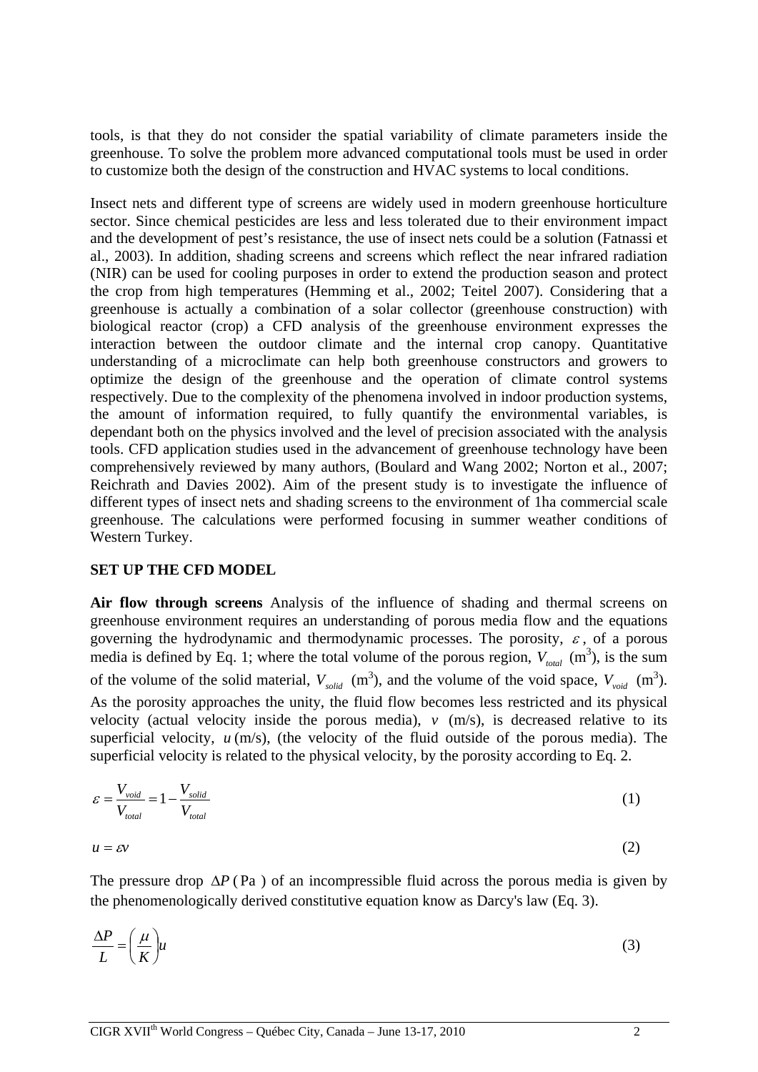tools, is that they do not consider the spatial variability of climate parameters inside the greenhouse. To solve the problem more advanced computational tools must be used in order to customize both the design of the construction and HVAC systems to local conditions.

Insect nets and different type of screens are widely used in modern greenhouse horticulture sector. Since chemical pesticides are less and less tolerated due to their environment impact and the development of pest's resistance, the use of insect nets could be a solution (Fatnassi et al., 2003). In addition, shading screens and screens which reflect the near infrared radiation (NIR) can be used for cooling purposes in order to extend the production season and protect the crop from high temperatures (Hemming et al., 2002; Teitel 2007). Considering that a greenhouse is actually a combination of a solar collector (greenhouse construction) with biological reactor (crop) a CFD analysis of the greenhouse environment expresses the interaction between the outdoor climate and the internal crop canopy. Quantitative understanding of a microclimate can help both greenhouse constructors and growers to optimize the design of the greenhouse and the operation of climate control systems respectively. Due to the complexity of the phenomena involved in indoor production systems, the amount of information required, to fully quantify the environmental variables, is dependant both on the physics involved and the level of precision associated with the analysis tools. CFD application studies used in the advancement of greenhouse technology have been comprehensively reviewed by many authors, (Boulard and Wang 2002; Norton et al., 2007; Reichrath and Davies 2002). Aim of the present study is to investigate the influence of different types of insect nets and shading screens to the environment of 1ha commercial scale greenhouse. The calculations were performed focusing in summer weather conditions of Western Turkey.

## SET UP THE CFD MODEL

**Air flow through screens** Analysis of the influence of shading and thermal screens on greenhouse environment requires an understanding of porous media flow and the equations governing the hydrodynamic and thermodynamic processes. The porosity, $\varepsilon$, of a porous media is defined by Eq. 1; where the total volume of the porous region, $V_{total}$ (m$^3$), is the sum of the volume of the solid material, $V_{solid}$ (m$^3$), and the volume of the void space, $V_{void}$ (m$^3$). As the porosity approaches the unity, the fluid flow becomes less restricted and its physical velocity (actual velocity inside the porous media), $v$ (m/s), is decreased relative to its superficial velocity, $u$ (m/s), (the velocity of the fluid outside of the porous media). The superficial velocity is related to the physical velocity, by the porosity according to Eq. 2.

$$\varepsilon = \frac{V_{void}}{V_{total}} = 1 - \frac{V_{solid}}{V_{total}} \tag{1}$$

$$u = \varepsilon v \tag{2}$$

The pressure drop $\Delta P$ ( Pa ) of an incompressible fluid across the porous media is given by the phenomenologically derived constitutive equation know as Darcy's law (Eq. 3).

$$\frac{\Delta P}{L} = \left(\frac{\mu}{K}\right) u \tag{3}$$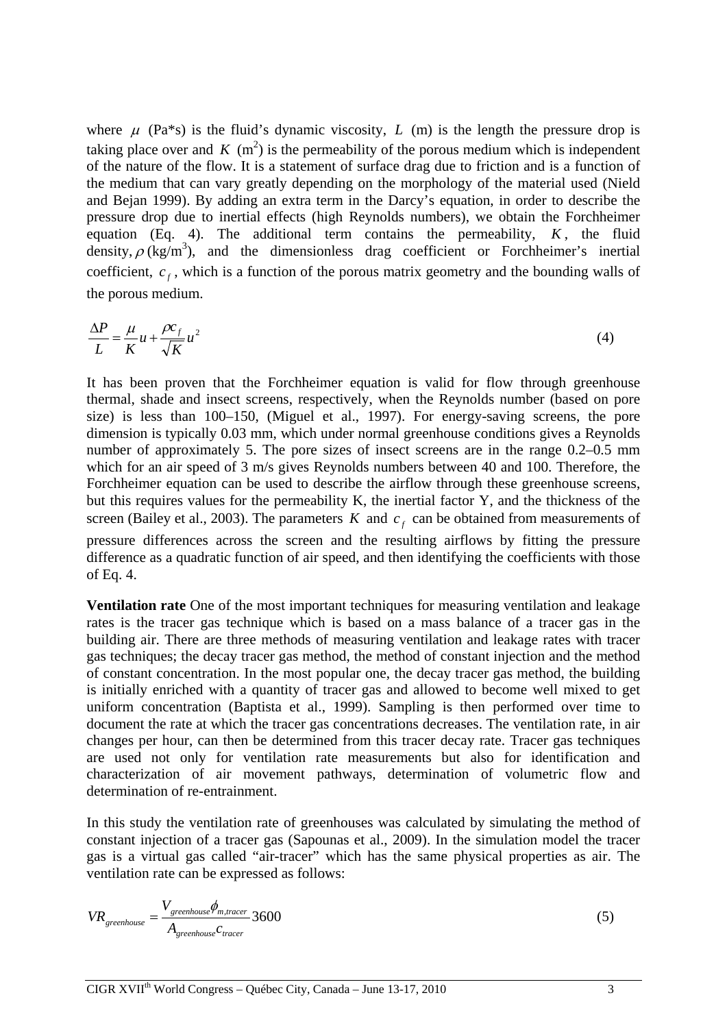where $\mu$ (Pa*s) is the fluid's dynamic viscosity, $L$ (m) is the length the pressure drop is taking place over and $K$ (m$^2$) is the permeability of the porous medium which is independent of the nature of the flow. It is a statement of surface drag due to friction and is a function of the medium that can vary greatly depending on the morphology of the material used (Nield and Bejan 1999). By adding an extra term in the Darcy's equation, in order to describe the pressure drop due to inertial effects (high Reynolds numbers), we obtain the Forchheimer equation (Eq. 4). The additional term contains the permeability, $K$, the fluid density, $\rho$ (kg/m$^3$), and the dimensionless drag coefficient or Forchheimer's inertial coefficient, $c_f$, which is a function of the porous matrix geometry and the bounding walls of the porous medium.

$$\frac{\Delta P}{L} = \frac{\mu}{K}u + \frac{\rho c_f}{\sqrt{K}}u^2 \tag{4}$$

It has been proven that the Forchheimer equation is valid for flow through greenhouse thermal, shade and insect screens, respectively, when the Reynolds number (based on pore size) is less than 100–150, (Miguel et al., 1997). For energy-saving screens, the pore dimension is typically 0.03 mm, which under normal greenhouse conditions gives a Reynolds number of approximately 5. The pore sizes of insect screens are in the range 0.2–0.5 mm which for an air speed of 3 m/s gives Reynolds numbers between 40 and 100. Therefore, the Forchheimer equation can be used to describe the airflow through these greenhouse screens, but this requires values for the permeability K, the inertial factor Y, and the thickness of the screen (Bailey et al., 2003). The parameters $K$ and $c_f$ can be obtained from measurements of pressure differences across the screen and the resulting airflows by fitting the pressure difference as a quadratic function of air speed, and then identifying the coefficients with those of Eq. 4.

**Ventilation rate** One of the most important techniques for measuring ventilation and leakage rates is the tracer gas technique which is based on a mass balance of a tracer gas in the building air. There are three methods of measuring ventilation and leakage rates with tracer gas techniques; the decay tracer gas method, the method of constant injection and the method of constant concentration. In the most popular one, the decay tracer gas method, the building is initially enriched with a quantity of tracer gas and allowed to become well mixed to get uniform concentration (Baptista et al., 1999). Sampling is then performed over time to document the rate at which the tracer gas concentrations decreases. The ventilation rate, in air changes per hour, can then be determined from this tracer decay rate. Tracer gas techniques are used not only for ventilation rate measurements but also for identification and characterization of air movement pathways, determination of volumetric flow and determination of re-entrainment.

In this study the ventilation rate of greenhouses was calculated by simulating the method of constant injection of a tracer gas (Sapounas et al., 2009). In the simulation model the tracer gas is a virtual gas called "air-tracer" which has the same physical properties as air. The ventilation rate can be expressed as follows:

$$VR_{greenhouse} = \frac{V_{greenhouse}\phi_{m,tracer}}{A_{greenhouse}c_{tracer}}3600 \tag{5}$$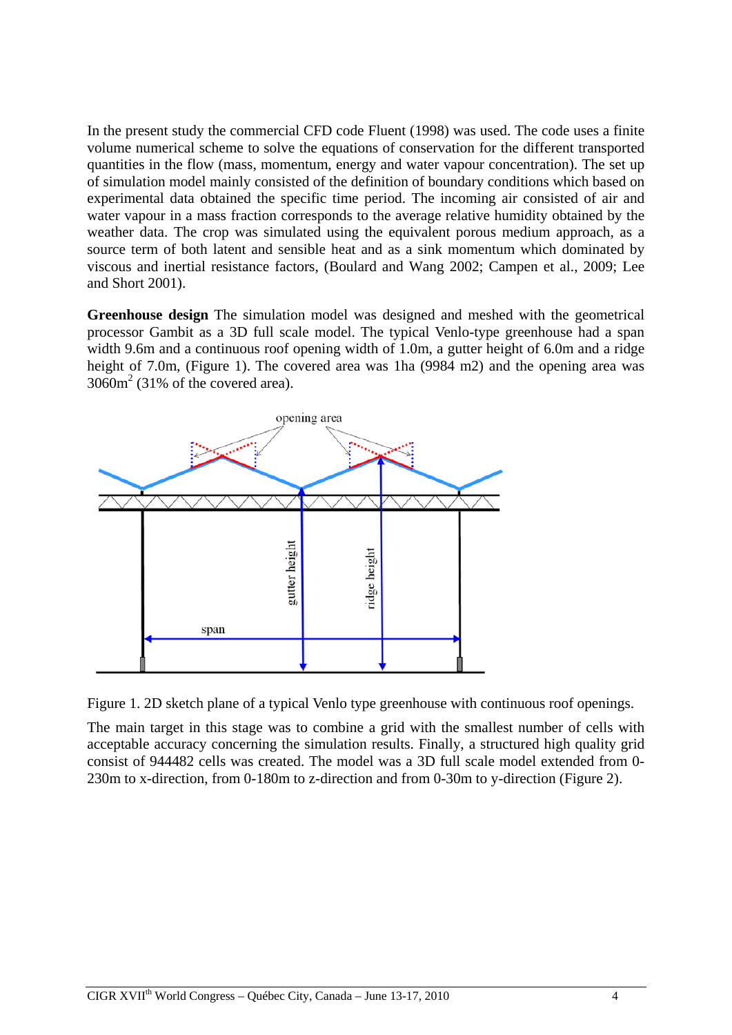In the present study the commercial CFD code Fluent (1998) was used. The code uses a finite volume numerical scheme to solve the equations of conservation for the different transported quantities in the flow (mass, momentum, energy and water vapour concentration). The set up of simulation model mainly consisted of the definition of boundary conditions which based on experimental data obtained the specific time period. The incoming air consisted of air and water vapour in a mass fraction corresponds to the average relative humidity obtained by the weather data. The crop was simulated using the equivalent porous medium approach, as a source term of both latent and sensible heat and as a sink momentum which dominated by viscous and inertial resistance factors, (Boulard and Wang 2002; Campen et al., 2009; Lee and Short 2001).

**Greenhouse design** The simulation model was designed and meshed with the geometrical processor Gambit as a 3D full scale model. The typical Venlo-type greenhouse had a span width 9.6m and a continuous roof opening width of 1.0m, a gutter height of 6.0m and a ridge height of 7.0m, (Figure 1). The covered area was 1ha (9984 m2) and the opening area was 3060m$^2$ (31% of the covered area).

Figure 1. 2D sketch plane of a typical Venlo type greenhouse with continuous roof openings.

The main target in this stage was to combine a grid with the smallest number of cells with acceptable accuracy concerning the simulation results. Finally, a structured high quality grid consist of 944482 cells was created. The model was a 3D full scale model extended from 0-230m to x-direction, from 0-180m to z-direction and from 0-30m to y-direction (Figure 2).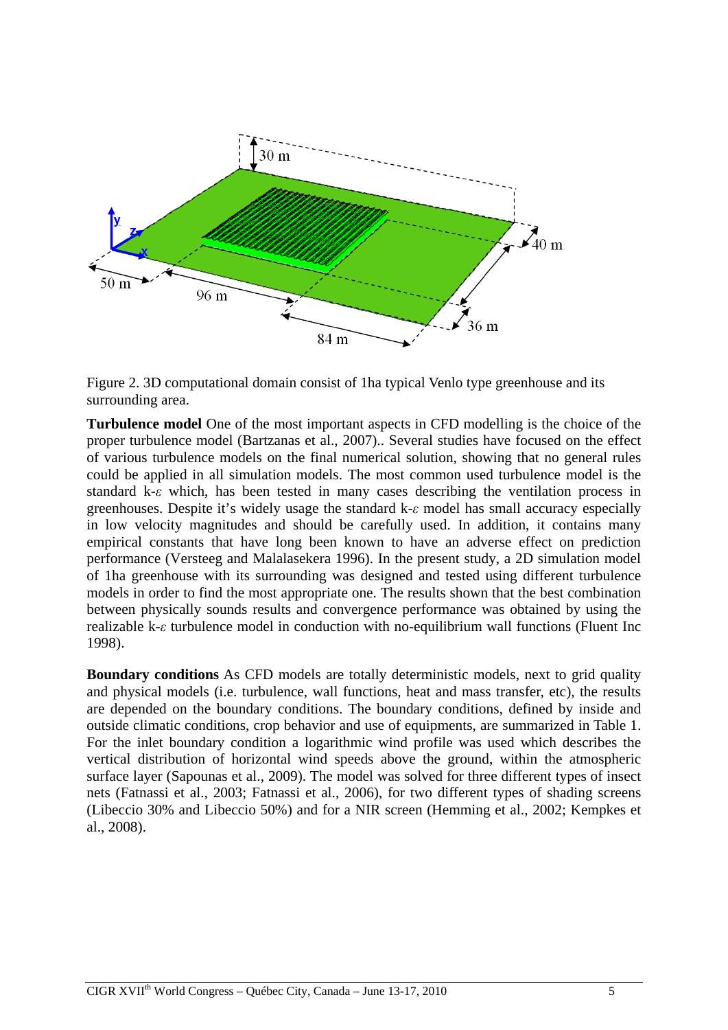Figure 2. 3D computational domain consist of 1ha typical Venlo type greenhouse and its surrounding area.

**Turbulence model** One of the most important aspects in CFD modelling is the choice of the proper turbulence model (Bartzanas et al., 2007).. Several studies have focused on the effect of various turbulence models on the final numerical solution, showing that no general rules could be applied in all simulation models. The most common used turbulence model is the standard k-$\varepsilon$ which, has been tested in many cases describing the ventilation process in greenhouses. Despite it's widely usage the standard k-$\varepsilon$ model has small accuracy especially in low velocity magnitudes and should be carefully used. In addition, it contains many empirical constants that have long been known to have an adverse effect on prediction performance (Versteeg and Malalasekera 1996). In the present study, a 2D simulation model of 1ha greenhouse with its surrounding was designed and tested using different turbulence models in order to find the most appropriate one. The results shown that the best combination between physically sounds results and convergence performance was obtained by using the realizable k-$\varepsilon$ turbulence model in conduction with no-equilibrium wall functions (Fluent Inc 1998).

**Boundary conditions** As CFD models are totally deterministic models, next to grid quality and physical models (i.e. turbulence, wall functions, heat and mass transfer, etc), the results are depended on the boundary conditions. The boundary conditions, defined by inside and outside climatic conditions, crop behavior and use of equipments, are summarized in Table 1. For the inlet boundary condition a logarithmic wind profile was used which describes the vertical distribution of horizontal wind speeds above the ground, within the atmospheric surface layer (Sapounas et al., 2009). The model was solved for three different types of insect nets (Fatnassi et al., 2003; Fatnassi et al., 2006), for two different types of shading screens (Libeccio 30% and Libeccio 50%) and for a NIR screen (Hemming et al., 2002; Kempkes et al., 2008).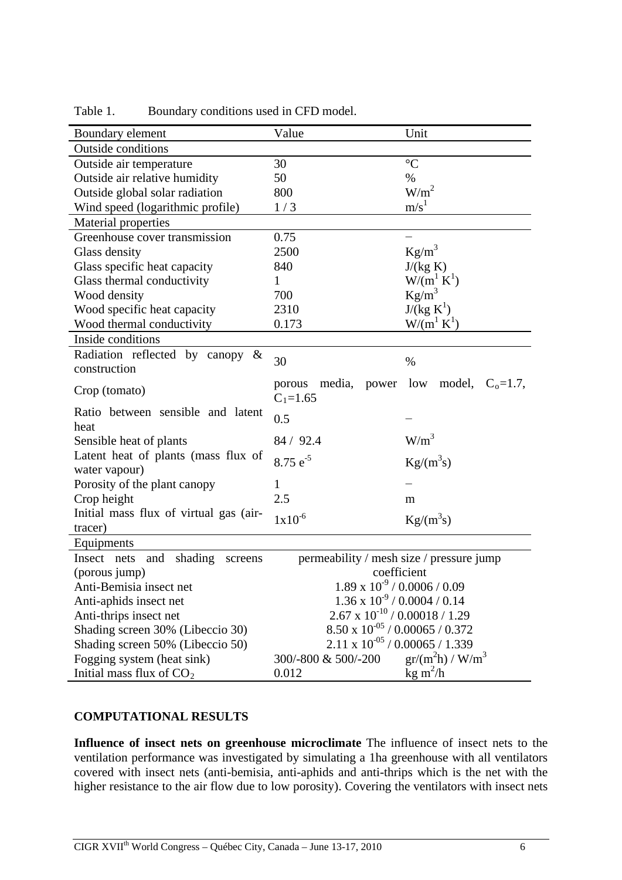Table 1. Boundary conditions used in CFD model.

| Boundary element | Value | Unit |
|---|---|---|
| Outside conditions | | |
| Outside air temperature | 30 | °C |
| Outside air relative humidity | 50 | % |
| Outside global solar radiation | 800 | $W/m^2$ |
| Wind speed (logarithmic profile) | 1 / 3 | $m/s^1$ |
| Material properties | | |
| Greenhouse cover transmission | 0.75 | – |
| Glass density | 2500 | $Kg/m^3$ |
| Glass specific heat capacity | 840 | J/(kg K) |
| Glass thermal conductivity | 1 | $W/(m^1 K^1)$ |
| Wood density | 700 | $Kg/m^3$ |
| Wood specific heat capacity | 2310 | $J/(kg K^1)$ |
| Wood thermal conductivity | 0.173 | $W/(m^1 K^1)$ |
| Inside conditions | | |
| Radiation reflected by canopy & construction | 30 | % |
| Crop (tomato) | porous media, power low model, $C_o$=1.7, $C_1$=1.65 | |
| Ratio between sensible and latent heat | 0.5 | – |
| Sensible heat of plants | 84 / 92.4 | $W/m^3$ |
| Latent heat of plants (mass flux of water vapour) | 8.75 $e^{-5}$ | $Kg/(m^3s)$ |
| Porosity of the plant canopy | 1 | – |
| Crop height | 2.5 | m |
| Initial mass flux of virtual gas (air-tracer) | $1x10^{-6}$ | $Kg/(m^3s)$ |
| Equipments | | |
| Insect nets and shading screens (porous jump) | permeability / mesh size / pressure jump coefficient | |
| Anti-Bemisia insect net | $1.89 \times 10^{-9}$ / 0.0006 / 0.09 | |
| Anti-aphids insect net | $1.36 \times 10^{-9}$ / 0.0004 / 0.14 | |
| Anti-thrips insect net | $2.67 \times 10^{-10}$ / 0.00018 / 1.29 | |
| Shading screen 30% (Libeccio 30) | $8.50 \times 10^{-05}$ / 0.00065 / 0.372 | |
| Shading screen 50% (Libeccio 50) | $2.11 \times 10^{-05}$ / 0.00065 / 1.339 | |
| Fogging system (heat sink) | 300/-800 & 500/-200 | $gr/(m^2h)$ / $W/m^3$ |
| Initial mass flux of $CO_2$ | 0.012 | $kg\ m^2/h$ |

## COMPUTATIONAL RESULTS

**Influence of insect nets on greenhouse microclimate** The influence of insect nets to the ventilation performance was investigated by simulating a 1ha greenhouse with all ventilators covered with insect nets (anti-bemisia, anti-aphids and anti-thrips which is the net with the higher resistance to the air flow due to low porosity). Covering the ventilators with insect nets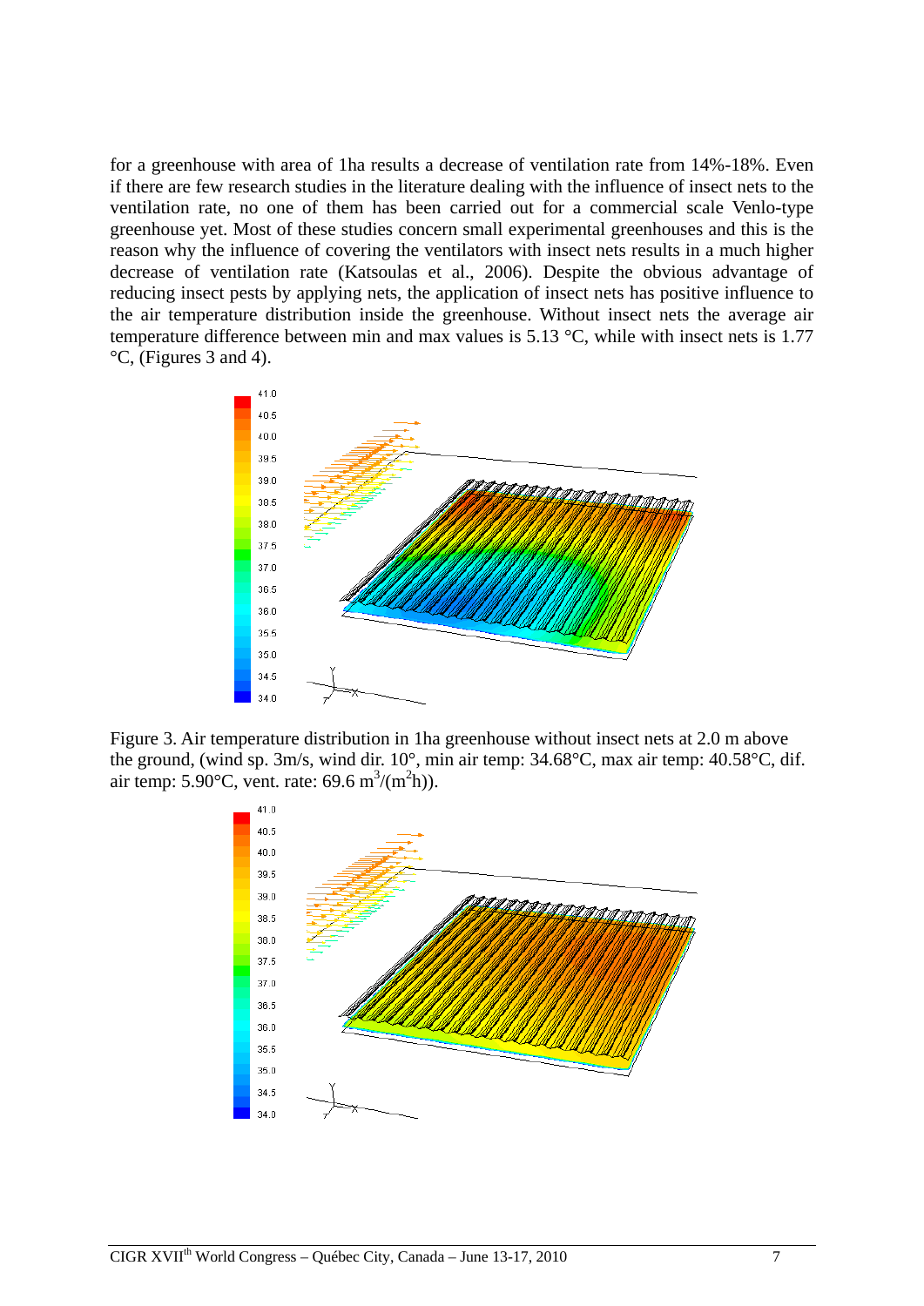for a greenhouse with area of 1ha results a decrease of ventilation rate from 14%-18%. Even if there are few research studies in the literature dealing with the influence of insect nets to the ventilation rate, no one of them has been carried out for a commercial scale Venlo-type greenhouse yet. Most of these studies concern small experimental greenhouses and this is the reason why the influence of covering the ventilators with insect nets results in a much higher decrease of ventilation rate (Katsoulas et al., 2006). Despite the obvious advantage of reducing insect pests by applying nets, the application of insect nets has positive influence to the air temperature distribution inside the greenhouse. Without insect nets the average air temperature difference between min and max values is 5.13 °C, while with insect nets is 1.77 °C, (Figures 3 and 4).

Figure 3. Air temperature distribution in 1ha greenhouse without insect nets at 2.0 m above the ground, (wind sp. 3m/s, wind dir. 10°, min air temp: 34.68°C, max air temp: 40.58°C, dif. air temp: 5.90°C, vent. rate: 69.6 $m^3/(m^2h)$).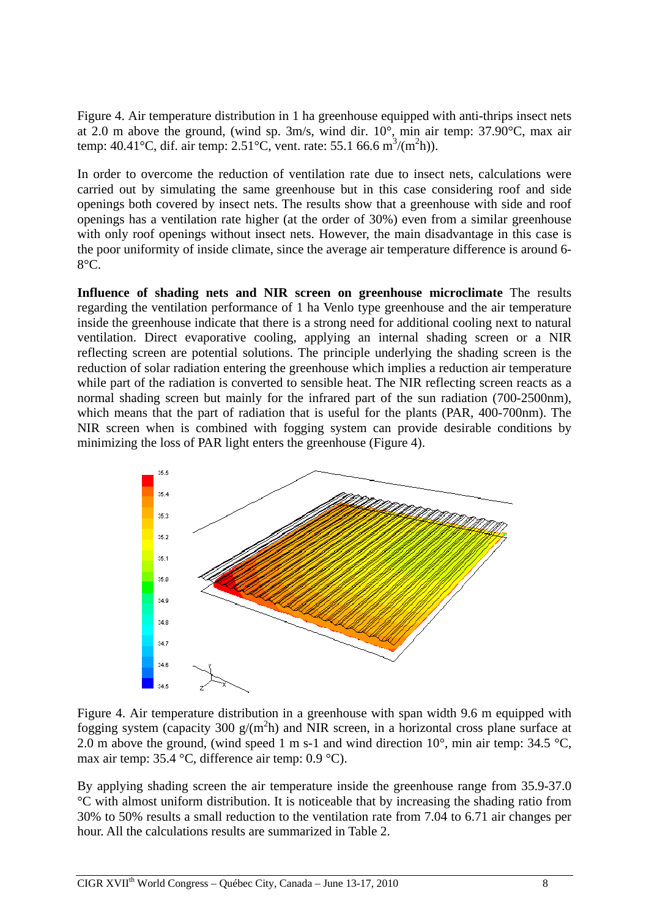Figure 4. Air temperature distribution in 1 ha greenhouse equipped with anti-thrips insect nets at 2.0 m above the ground, (wind sp. 3m/s, wind dir. 10°, min air temp: 37.90°C, max air temp: 40.41°C, dif. air temp: 2.51°C, vent. rate: 55.1 66.6 $m^3/(m^2h)$).

In order to overcome the reduction of ventilation rate due to insect nets, calculations were carried out by simulating the same greenhouse but in this case considering roof and side openings both covered by insect nets. The results show that a greenhouse with side and roof openings has a ventilation rate higher (at the order of 30%) even from a similar greenhouse with only roof openings without insect nets. However, the main disadvantage in this case is the poor uniformity of inside climate, since the average air temperature difference is around 6-8°C.

**Influence of shading nets and NIR screen on greenhouse microclimate** The results regarding the ventilation performance of 1 ha Venlo type greenhouse and the air temperature inside the greenhouse indicate that there is a strong need for additional cooling next to natural ventilation. Direct evaporative cooling, applying an internal shading screen or a NIR reflecting screen are potential solutions. The principle underlying the shading screen is the reduction of solar radiation entering the greenhouse which implies a reduction air temperature while part of the radiation is converted to sensible heat. The NIR reflecting screen reacts as a normal shading screen but mainly for the infrared part of the sun radiation (700-2500nm), which means that the part of radiation that is useful for the plants (PAR, 400-700nm). The NIR screen when is combined with fogging system can provide desirable conditions by minimizing the loss of PAR light enters the greenhouse (Figure 4).

Figure 4. Air temperature distribution in a greenhouse with span width 9.6 m equipped with fogging system (capacity 300 $g/(m^2h)$ and NIR screen, in a horizontal cross plane surface at 2.0 m above the ground, (wind speed 1 m s-1 and wind direction 10°, min air temp: 34.5 °C, max air temp: 35.4 °C, difference air temp: 0.9 °C).

By applying shading screen the air temperature inside the greenhouse range from 35.9-37.0 °C with almost uniform distribution. It is noticeable that by increasing the shading ratio from 30% to 50% results a small reduction to the ventilation rate from 7.04 to 6.71 air changes per hour. All the calculations results are summarized in Table 2.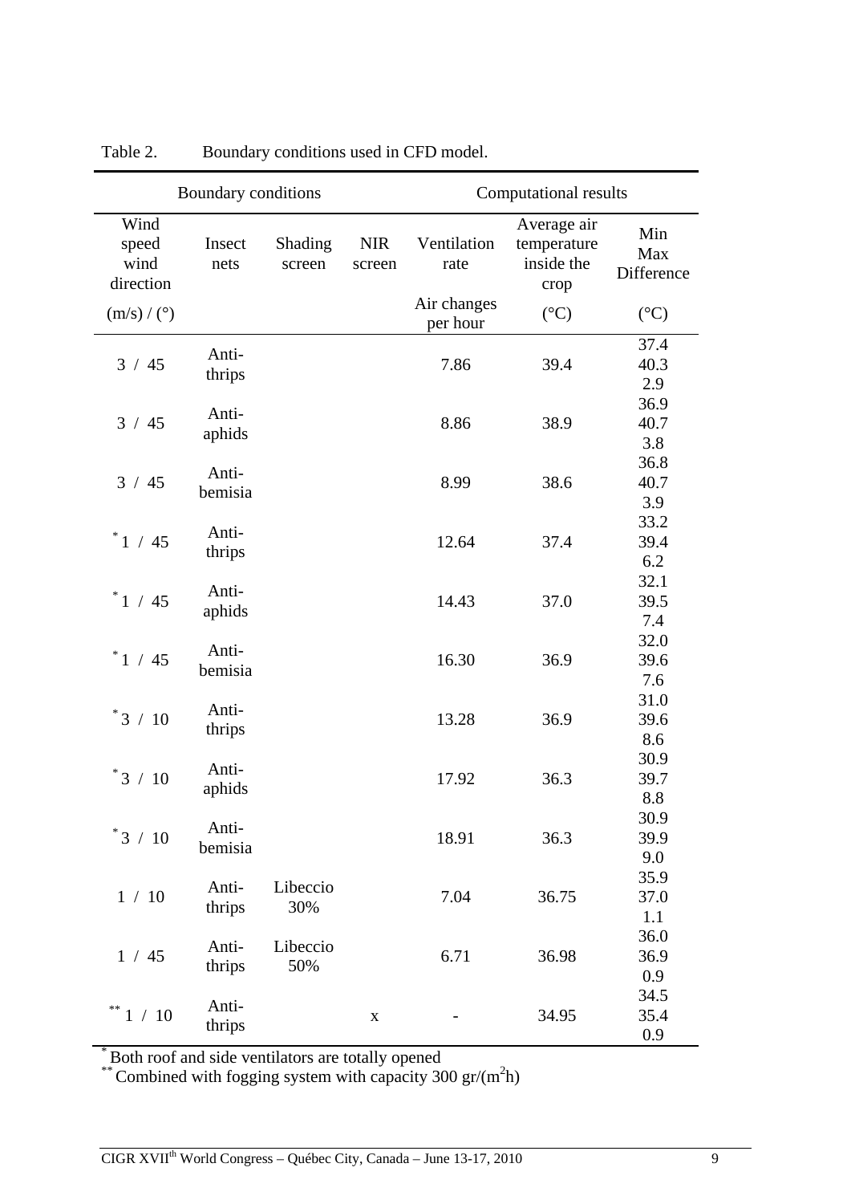Table 2. Boundary conditions used in CFD model.

| Boundary conditions | | | | Computational results | | |
|---|---|---|---|---|---|---|
| Wind speed wind direction | Insect nets | Shading screen | NIR screen | Ventilation rate | Average air temperature inside the crop | Min Max Difference |
| (m/s) / (°) | | | | Air changes per hour | (°C) | (°C) |
| 3 / 45 | Anti-thrips | | | 7.86 | 39.4 | 37.4 40.3 2.9 |
| 3 / 45 | Anti-aphids | | | 8.86 | 38.9 | 36.9 40.7 3.8 |
| 3 / 45 | Anti-bemisia | | | 8.99 | 38.6 | 36.8 40.7 3.9 |
| * 1 / 45 | Anti-thrips | | | 12.64 | 37.4 | 33.2 39.4 6.2 |
| * 1 / 45 | Anti-aphids | | | 14.43 | 37.0 | 32.1 39.5 7.4 |
| * 1 / 45 | Anti-bemisia | | | 16.30 | 36.9 | 32.0 39.6 7.6 |
| * 3 / 10 | Anti-thrips | | | 13.28 | 36.9 | 31.0 39.6 8.6 |
| * 3 / 10 | Anti-aphids | | | 17.92 | 36.3 | 30.9 39.7 8.8 |
| * 3 / 10 | Anti-bemisia | | | 18.91 | 36.3 | 30.9 39.9 9.0 |
| 1 / 10 | Anti-thrips | Libeccio 30% | | 7.04 | 36.75 | 35.9 37.0 1.1 |
| 1 / 45 | Anti-thrips | Libeccio 50% | | 6.71 | 36.98 | 36.0 36.9 0.9 |
| ** 1 / 10 | Anti-thrips | | x | - | 34.95 | 34.5 35.4 0.9 |

* Both roof and side ventilators are totally opened

** Combined with fogging system with capacity 300 gr/($m^2$h)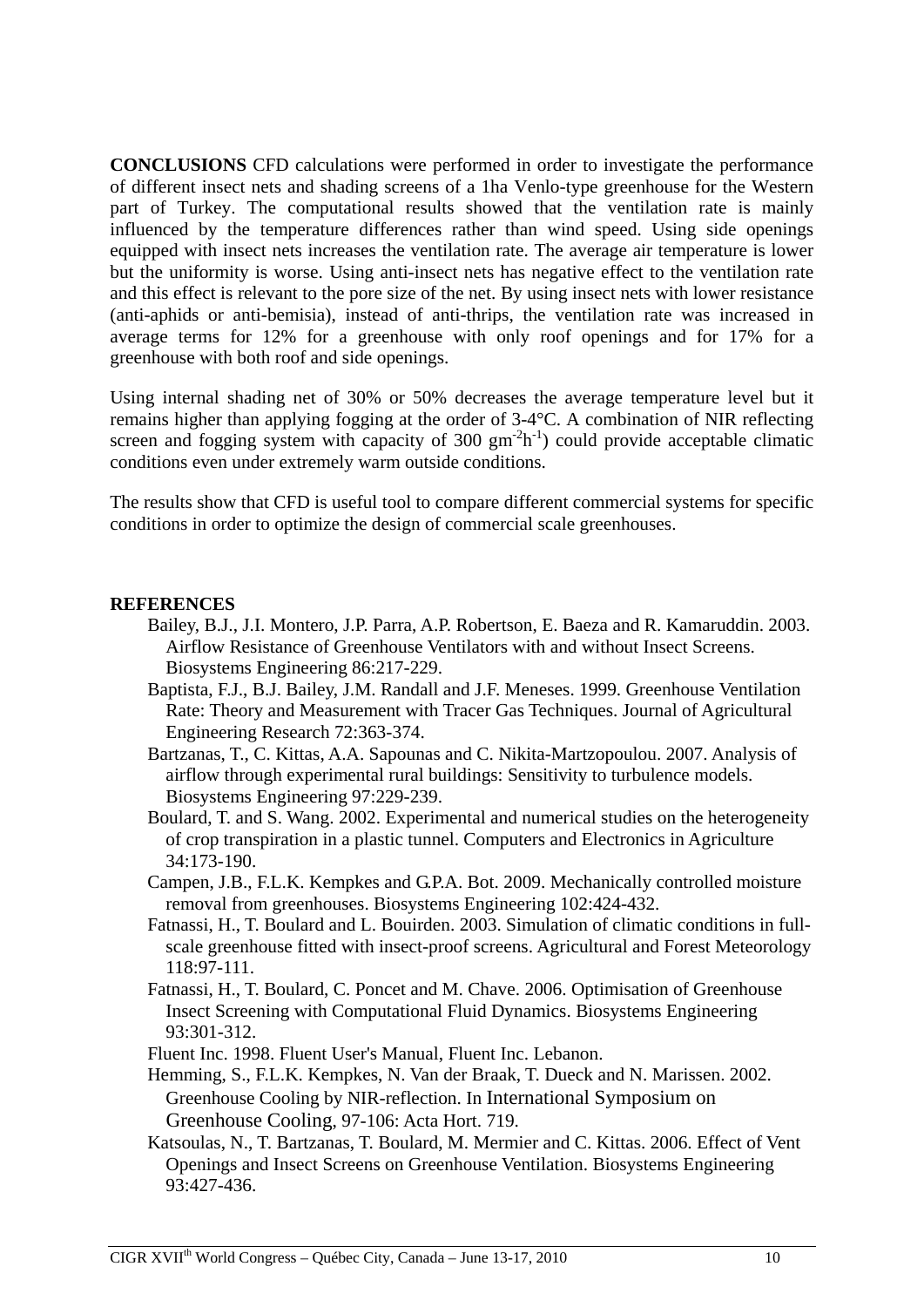**CONCLUSIONS** CFD calculations were performed in order to investigate the performance of different insect nets and shading screens of a 1ha Venlo-type greenhouse for the Western part of Turkey. The computational results showed that the ventilation rate is mainly influenced by the temperature differences rather than wind speed. Using side openings equipped with insect nets increases the ventilation rate. The average air temperature is lower but the uniformity is worse. Using anti-insect nets has negative effect to the ventilation rate and this effect is relevant to the pore size of the net. By using insect nets with lower resistance (anti-aphids or anti-bemisia), instead of anti-thrips, the ventilation rate was increased in average terms for 12% for a greenhouse with only roof openings and for 17% for a greenhouse with both roof and side openings.

Using internal shading net of 30% or 50% decreases the average temperature level but it remains higher than applying fogging at the order of 3-4°C. A combination of NIR reflecting screen and fogging system with capacity of 300 $gm^{-2}h^{-1}$) could provide acceptable climatic conditions even under extremely warm outside conditions.

The results show that CFD is useful tool to compare different commercial systems for specific conditions in order to optimize the design of commercial scale greenhouses.

## REFERENCES

Bailey, B.J., J.I. Montero, J.P. Parra, A.P. Robertson, E. Baeza and R. Kamaruddin. 2003. Airflow Resistance of Greenhouse Ventilators with and without Insect Screens. Biosystems Engineering 86:217-229.

Baptista, F.J., B.J. Bailey, J.M. Randall and J.F. Meneses. 1999. Greenhouse Ventilation Rate: Theory and Measurement with Tracer Gas Techniques. Journal of Agricultural Engineering Research 72:363-374.

Bartzanas, T., C. Kittas, A.A. Sapounas and C. Nikita-Martzopoulou. 2007. Analysis of airflow through experimental rural buildings: Sensitivity to turbulence models. Biosystems Engineering 97:229-239.

Boulard, T. and S. Wang. 2002. Experimental and numerical studies on the heterogeneity of crop transpiration in a plastic tunnel. Computers and Electronics in Agriculture 34:173-190.

Campen, J.B., F.L.K. Kempkes and G.P.A. Bot. 2009. Mechanically controlled moisture removal from greenhouses. Biosystems Engineering 102:424-432.

Fatnassi, H., T. Boulard and L. Bouirden. 2003. Simulation of climatic conditions in full-scale greenhouse fitted with insect-proof screens. Agricultural and Forest Meteorology 118:97-111.

Fatnassi, H., T. Boulard, C. Poncet and M. Chave. 2006. Optimisation of Greenhouse Insect Screening with Computational Fluid Dynamics. Biosystems Engineering 93:301-312.

Fluent Inc. 1998. Fluent User's Manual, Fluent Inc. Lebanon.

Hemming, S., F.L.K. Kempkes, N. Van der Braak, T. Dueck and N. Marissen. 2002. Greenhouse Cooling by NIR-reflection. In International Symposium on Greenhouse Cooling, 97-106: Acta Hort. 719.

Katsoulas, N., T. Bartzanas, T. Boulard, M. Mermier and C. Kittas. 2006. Effect of Vent Openings and Insect Screens on Greenhouse Ventilation. Biosystems Engineering 93:427-436.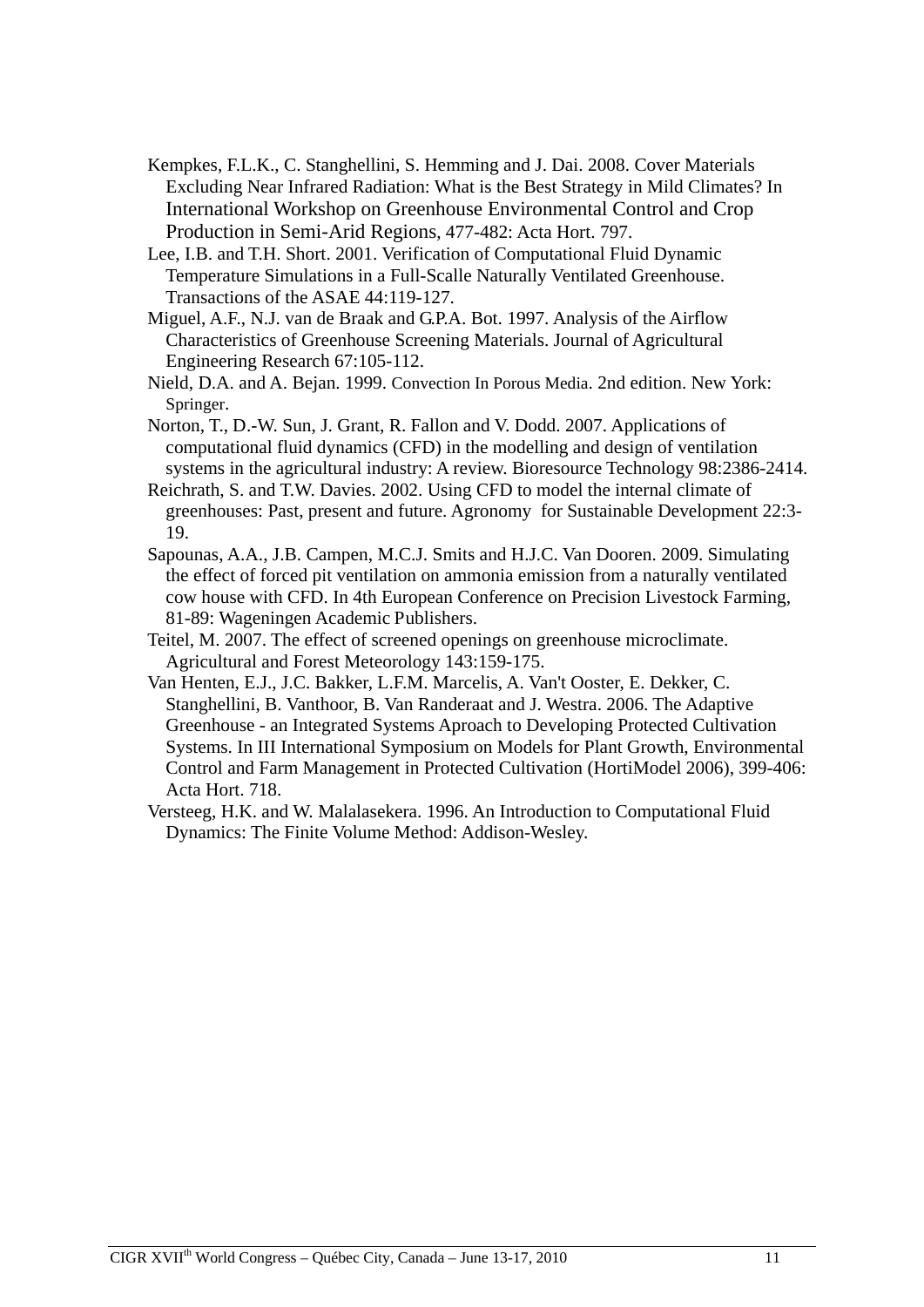Kempkes, F.L.K., C. Stanghellini, S. Hemming and J. Dai. 2008. Cover Materials Excluding Near Infrared Radiation: What is the Best Strategy in Mild Climates? In International Workshop on Greenhouse Environmental Control and Crop Production in Semi-Arid Regions, 477-482: Acta Hort. 797.

Lee, I.B. and T.H. Short. 2001. Verification of Computational Fluid Dynamic Temperature Simulations in a Full-Scalle Naturally Ventilated Greenhouse. Transactions of the ASAE 44:119-127.

Miguel, A.F., N.J. van de Braak and G.P.A. Bot. 1997. Analysis of the Airflow Characteristics of Greenhouse Screening Materials. Journal of Agricultural Engineering Research 67:105-112.

Nield, D.A. and A. Bejan. 1999. Convection In Porous Media. 2nd edition. New York: Springer.

Norton, T., D.-W. Sun, J. Grant, R. Fallon and V. Dodd. 2007. Applications of computational fluid dynamics (CFD) in the modelling and design of ventilation systems in the agricultural industry: A review. Bioresource Technology 98:2386-2414.

Reichrath, S. and T.W. Davies. 2002. Using CFD to model the internal climate of greenhouses: Past, present and future. Agronomy for Sustainable Development 22:3-19.

Sapounas, A.A., J.B. Campen, M.C.J. Smits and H.J.C. Van Dooren. 2009. Simulating the effect of forced pit ventilation on ammonia emission from a naturally ventilated cow house with CFD. In 4th European Conference on Precision Livestock Farming, 81-89: Wageningen Academic Publishers.

Teitel, M. 2007. The effect of screened openings on greenhouse microclimate. Agricultural and Forest Meteorology 143:159-175.

Van Henten, E.J., J.C. Bakker, L.F.M. Marcelis, A. Van't Ooster, E. Dekker, C. Stanghellini, B. Vanthoor, B. Van Randeraat and J. Westra. 2006. The Adaptive Greenhouse - an Integrated Systems Aproach to Developing Protected Cultivation Systems. In III International Symposium on Models for Plant Growth, Environmental Control and Farm Management in Protected Cultivation (HortiModel 2006), 399-406: Acta Hort. 718.

Versteeg, H.K. and W. Malalasekera. 1996. An Introduction to Computational Fluid Dynamics: The Finite Volume Method: Addison-Wesley.